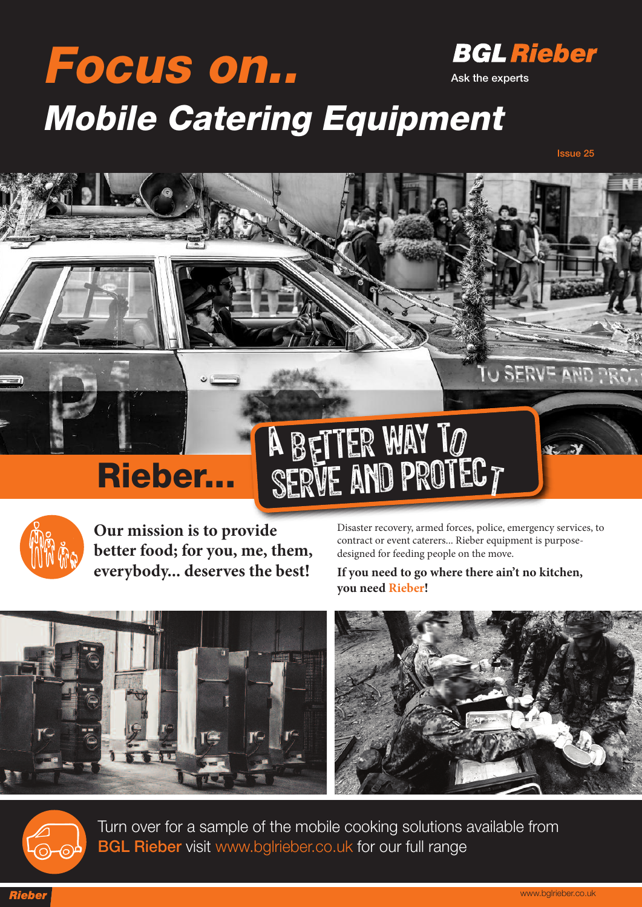# Focus on..

**BGL Rieber**

Ask the experts

## Mobile Catering Equipment

Issue 25

# Rieber...

## A BETTER WAY TO SERVE AND PROTECT

**Our mission is to provide better food; for you, me, them, everybody... deserves the best!**

Disaster recovery, armed forces, police, emergency services, to contract or event caterers... Rieber equipment is purpose-designed for feeding people on the move.

**If you need to go where there ain't no kitchen, you need Rieber!**

Turn over for a sample of the mobile cooking solutions available from **BGL Rieber** visit www.bglrieber.co.uk for our full range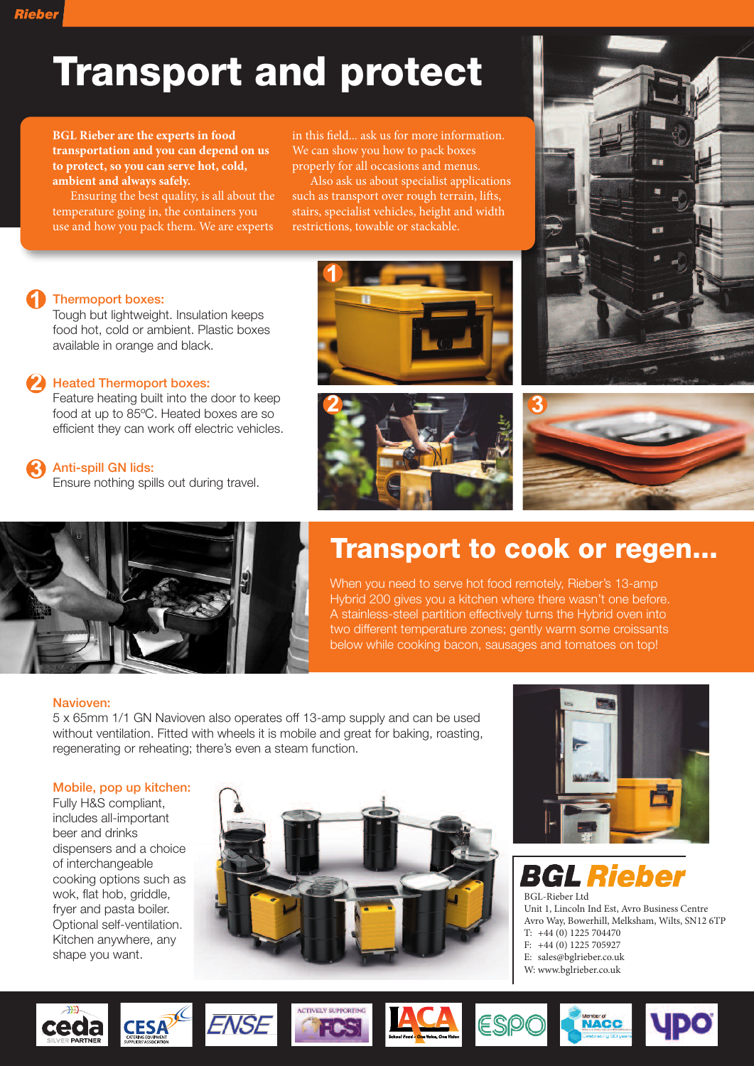# Transport and protect

**BGL Rieber are the experts in food transportation and you can depend on us to protect, so you can serve hot, cold, ambient and always safely.**

Ensuring the best quality, is all about the temperature going in, the containers you use and how you pack them. We are experts in this field... ask us for more information. We can show you how to pack boxes properly for all occasions and menus.

Also ask us about specialist applications such as transport over rough terrain, lifts, stairs, specialist vehicles, height and width restrictions, towable or stackable.

1. **Thermoport boxes:**
   Tough but lightweight. Insulation keeps food hot, cold or ambient. Plastic boxes available in orange and black.

2. **Heated Thermoport boxes:**
   Feature heating built into the door to keep food at up to 85ºC. Heated boxes are so efficient they can work off electric vehicles.

3. **Anti-spill GN lids:**
   Ensure nothing spills out during travel.

## Transport to cook or regen...

When you need to serve hot food remotely, Rieber's 13-amp Hybrid 200 gives you a kitchen where there wasn't one before. A stainless-steel partition effectively turns the Hybrid oven into two different temperature zones; gently warm some croissants below while cooking bacon, sausages and tomatoes on top!

**Navioven:**
5 x 65mm 1/1 GN Navioven also operates off 13-amp supply and can be used without ventilation. Fitted with wheels it is mobile and great for baking, roasting, regenerating or reheating; there's even a steam function.

**Mobile, pop up kitchen:**
Fully H&S compliant, includes all-important beer and drinks dispensers and a choice of interchangeable cooking options such as wok, flat hob, griddle, fryer and pasta boiler. Optional self-ventilation. Kitchen anywhere, any shape you want.

**BGL Rieber**

BGL-Rieber Ltd
Unit 1, Lincoln Ind Est, Avro Business Centre
Avro Way, Bowerhill, Melksham, Wilts, SN12 6TP
T: +44 (0) 1225 704470
F: +44 (0) 1225 705927
E: sales@bglrieber.co.uk
W: www.bglrieber.co.uk